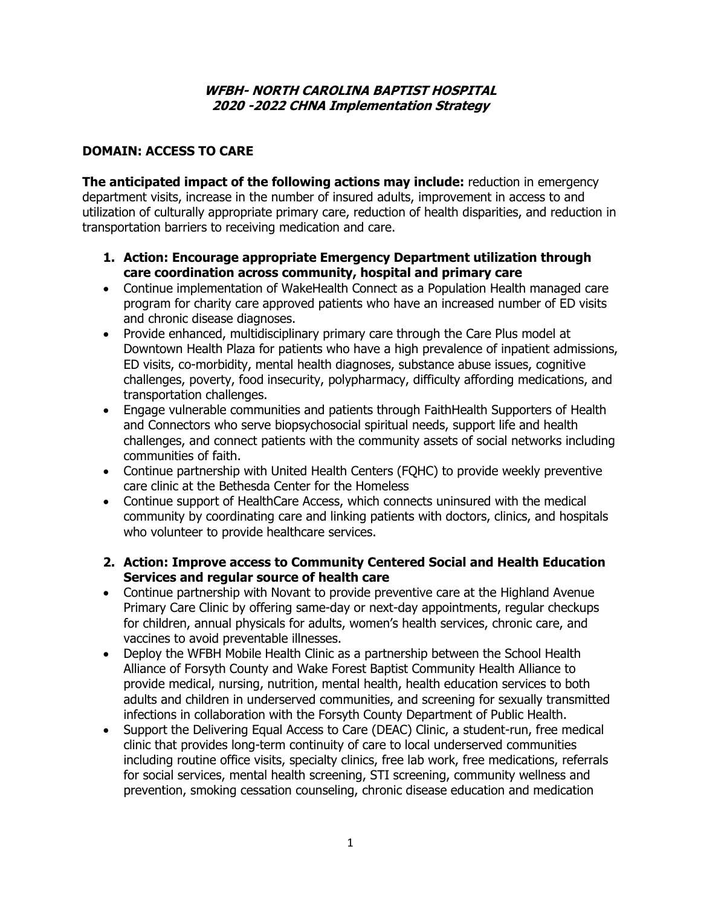# ***WFBH- NORTH CAROLINA BAPTIST HOSPITAL 2020 -2022 CHNA Implementation Strategy***

## DOMAIN: ACCESS TO CARE

**The anticipated impact of the following actions may include:** reduction in emergency department visits, increase in the number of insured adults, improvement in access to and utilization of culturally appropriate primary care, reduction of health disparities, and reduction in transportation barriers to receiving medication and care.

1. **Action: Encourage appropriate Emergency Department utilization through care coordination across community, hospital and primary care**

- Continue implementation of WakeHealth Connect as a Population Health managed care program for charity care approved patients who have an increased number of ED visits and chronic disease diagnoses.
- Provide enhanced, multidisciplinary primary care through the Care Plus model at Downtown Health Plaza for patients who have a high prevalence of inpatient admissions, ED visits, co-morbidity, mental health diagnoses, substance abuse issues, cognitive challenges, poverty, food insecurity, polypharmacy, difficulty affording medications, and transportation challenges.
- Engage vulnerable communities and patients through FaithHealth Supporters of Health and Connectors who serve biopsychosocial spiritual needs, support life and health challenges, and connect patients with the community assets of social networks including communities of faith.
- Continue partnership with United Health Centers (FQHC) to provide weekly preventive care clinic at the Bethesda Center for the Homeless
- Continue support of HealthCare Access, which connects uninsured with the medical community by coordinating care and linking patients with doctors, clinics, and hospitals who volunteer to provide healthcare services.

2. **Action: Improve access to Community Centered Social and Health Education Services and regular source of health care**

- Continue partnership with Novant to provide preventive care at the Highland Avenue Primary Care Clinic by offering same-day or next-day appointments, regular checkups for children, annual physicals for adults, women's health services, chronic care, and vaccines to avoid preventable illnesses.
- Deploy the WFBH Mobile Health Clinic as a partnership between the School Health Alliance of Forsyth County and Wake Forest Baptist Community Health Alliance to provide medical, nursing, nutrition, mental health, health education services to both adults and children in underserved communities, and screening for sexually transmitted infections in collaboration with the Forsyth County Department of Public Health.
- Support the Delivering Equal Access to Care (DEAC) Clinic, a student-run, free medical clinic that provides long-term continuity of care to local underserved communities including routine office visits, specialty clinics, free lab work, free medications, referrals for social services, mental health screening, STI screening, community wellness and prevention, smoking cessation counseling, chronic disease education and medication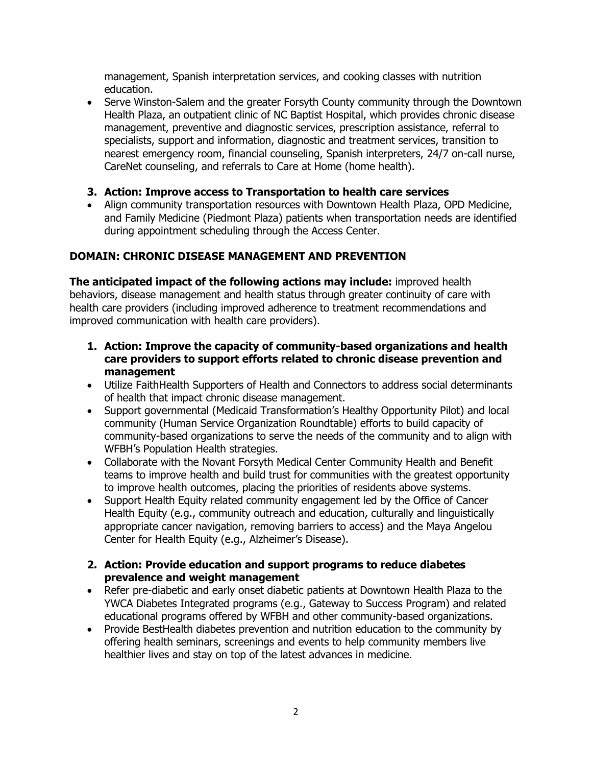management, Spanish interpretation services, and cooking classes with nutrition education.

- Serve Winston-Salem and the greater Forsyth County community through the Downtown Health Plaza, an outpatient clinic of NC Baptist Hospital, which provides chronic disease management, preventive and diagnostic services, prescription assistance, referral to specialists, support and information, diagnostic and treatment services, transition to nearest emergency room, financial counseling, Spanish interpreters, 24/7 on-call nurse, CareNet counseling, and referrals to Care at Home (home health).

**3. Action: Improve access to Transportation to health care services**

- Align community transportation resources with Downtown Health Plaza, OPD Medicine, and Family Medicine (Piedmont Plaza) patients when transportation needs are identified during appointment scheduling through the Access Center.

**DOMAIN: CHRONIC DISEASE MANAGEMENT AND PREVENTION**

**The anticipated impact of the following actions may include:** improved health behaviors, disease management and health status through greater continuity of care with health care providers (including improved adherence to treatment recommendations and improved communication with health care providers).

**1. Action: Improve the capacity of community-based organizations and health care providers to support efforts related to chronic disease prevention and management**

- Utilize FaithHealth Supporters of Health and Connectors to address social determinants of health that impact chronic disease management.
- Support governmental (Medicaid Transformation's Healthy Opportunity Pilot) and local community (Human Service Organization Roundtable) efforts to build capacity of community-based organizations to serve the needs of the community and to align with WFBH's Population Health strategies.
- Collaborate with the Novant Forsyth Medical Center Community Health and Benefit teams to improve health and build trust for communities with the greatest opportunity to improve health outcomes, placing the priorities of residents above systems.
- Support Health Equity related community engagement led by the Office of Cancer Health Equity (e.g., community outreach and education, culturally and linguistically appropriate cancer navigation, removing barriers to access) and the Maya Angelou Center for Health Equity (e.g., Alzheimer's Disease).

**2. Action: Provide education and support programs to reduce diabetes prevalence and weight management**

- Refer pre-diabetic and early onset diabetic patients at Downtown Health Plaza to the YWCA Diabetes Integrated programs (e.g., Gateway to Success Program) and related educational programs offered by WFBH and other community-based organizations.
- Provide BestHealth diabetes prevention and nutrition education to the community by offering health seminars, screenings and events to help community members live healthier lives and stay on top of the latest advances in medicine.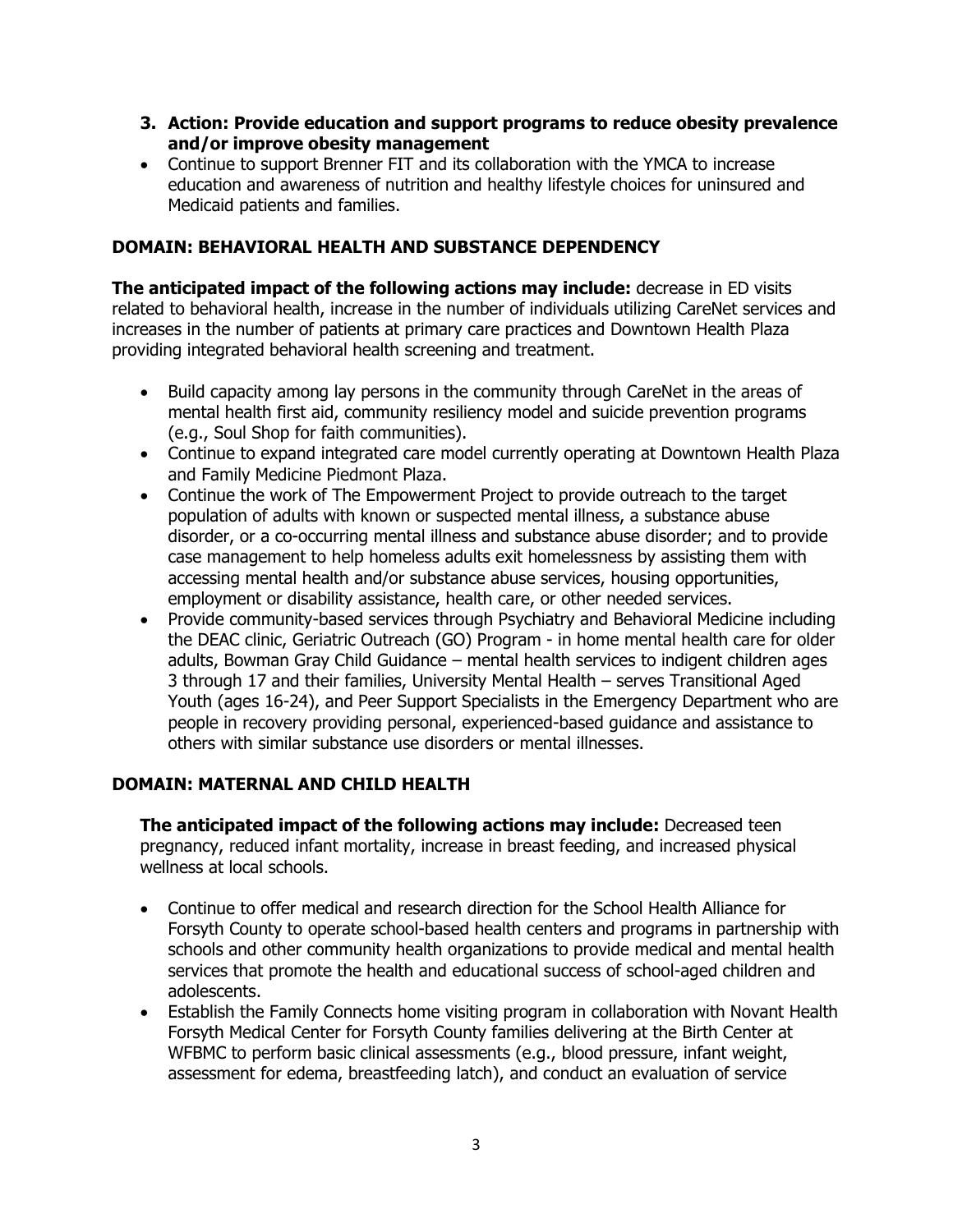3. **Action: Provide education and support programs to reduce obesity prevalence and/or improve obesity management**

- Continue to support Brenner FIT and its collaboration with the YMCA to increase education and awareness of nutrition and healthy lifestyle choices for uninsured and Medicaid patients and families.

## DOMAIN: BEHAVIORAL HEALTH AND SUBSTANCE DEPENDENCY

**The anticipated impact of the following actions may include:** decrease in ED visits related to behavioral health, increase in the number of individuals utilizing CareNet services and increases in the number of patients at primary care practices and Downtown Health Plaza providing integrated behavioral health screening and treatment.

- Build capacity among lay persons in the community through CareNet in the areas of mental health first aid, community resiliency model and suicide prevention programs (e.g., Soul Shop for faith communities).
- Continue to expand integrated care model currently operating at Downtown Health Plaza and Family Medicine Piedmont Plaza.
- Continue the work of The Empowerment Project to provide outreach to the target population of adults with known or suspected mental illness, a substance abuse disorder, or a co-occurring mental illness and substance abuse disorder; and to provide case management to help homeless adults exit homelessness by assisting them with accessing mental health and/or substance abuse services, housing opportunities, employment or disability assistance, health care, or other needed services.
- Provide community-based services through Psychiatry and Behavioral Medicine including the DEAC clinic, Geriatric Outreach (GO) Program - in home mental health care for older adults, Bowman Gray Child Guidance – mental health services to indigent children ages 3 through 17 and their families, University Mental Health – serves Transitional Aged Youth (ages 16-24), and Peer Support Specialists in the Emergency Department who are people in recovery providing personal, experienced-based guidance and assistance to others with similar substance use disorders or mental illnesses.

## DOMAIN: MATERNAL AND CHILD HEALTH

**The anticipated impact of the following actions may include:** Decreased teen pregnancy, reduced infant mortality, increase in breast feeding, and increased physical wellness at local schools.

- Continue to offer medical and research direction for the School Health Alliance for Forsyth County to operate school-based health centers and programs in partnership with schools and other community health organizations to provide medical and mental health services that promote the health and educational success of school-aged children and adolescents.
- Establish the Family Connects home visiting program in collaboration with Novant Health Forsyth Medical Center for Forsyth County families delivering at the Birth Center at WFBMC to perform basic clinical assessments (e.g., blood pressure, infant weight, assessment for edema, breastfeeding latch), and conduct an evaluation of service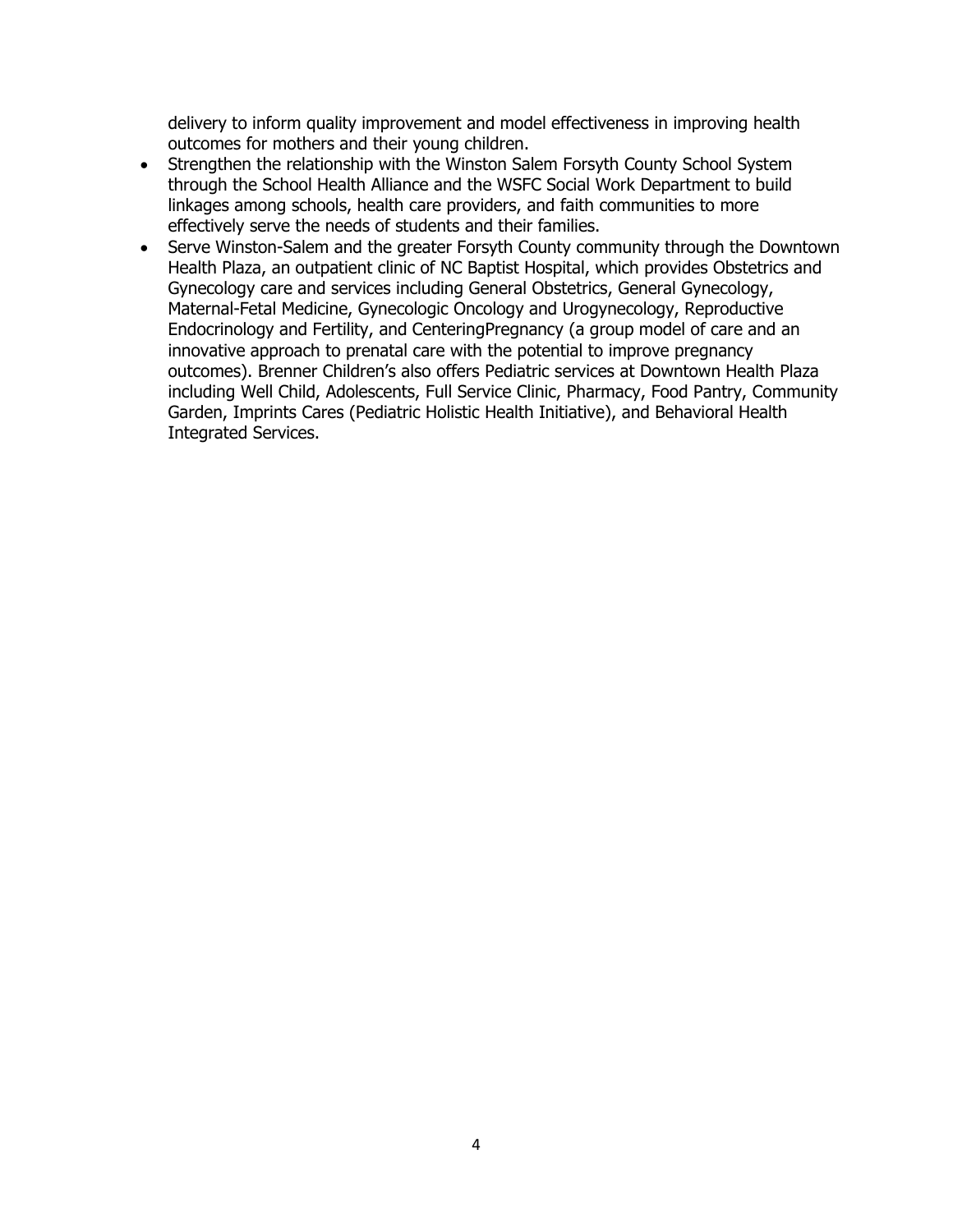delivery to inform quality improvement and model effectiveness in improving health outcomes for mothers and their young children.

- Strengthen the relationship with the Winston Salem Forsyth County School System through the School Health Alliance and the WSFC Social Work Department to build linkages among schools, health care providers, and faith communities to more effectively serve the needs of students and their families.
- Serve Winston-Salem and the greater Forsyth County community through the Downtown Health Plaza, an outpatient clinic of NC Baptist Hospital, which provides Obstetrics and Gynecology care and services including General Obstetrics, General Gynecology, Maternal-Fetal Medicine, Gynecologic Oncology and Urogynecology, Reproductive Endocrinology and Fertility, and CenteringPregnancy (a group model of care and an innovative approach to prenatal care with the potential to improve pregnancy outcomes). Brenner Children's also offers Pediatric services at Downtown Health Plaza including Well Child, Adolescents, Full Service Clinic, Pharmacy, Food Pantry, Community Garden, Imprints Cares (Pediatric Holistic Health Initiative), and Behavioral Health Integrated Services.